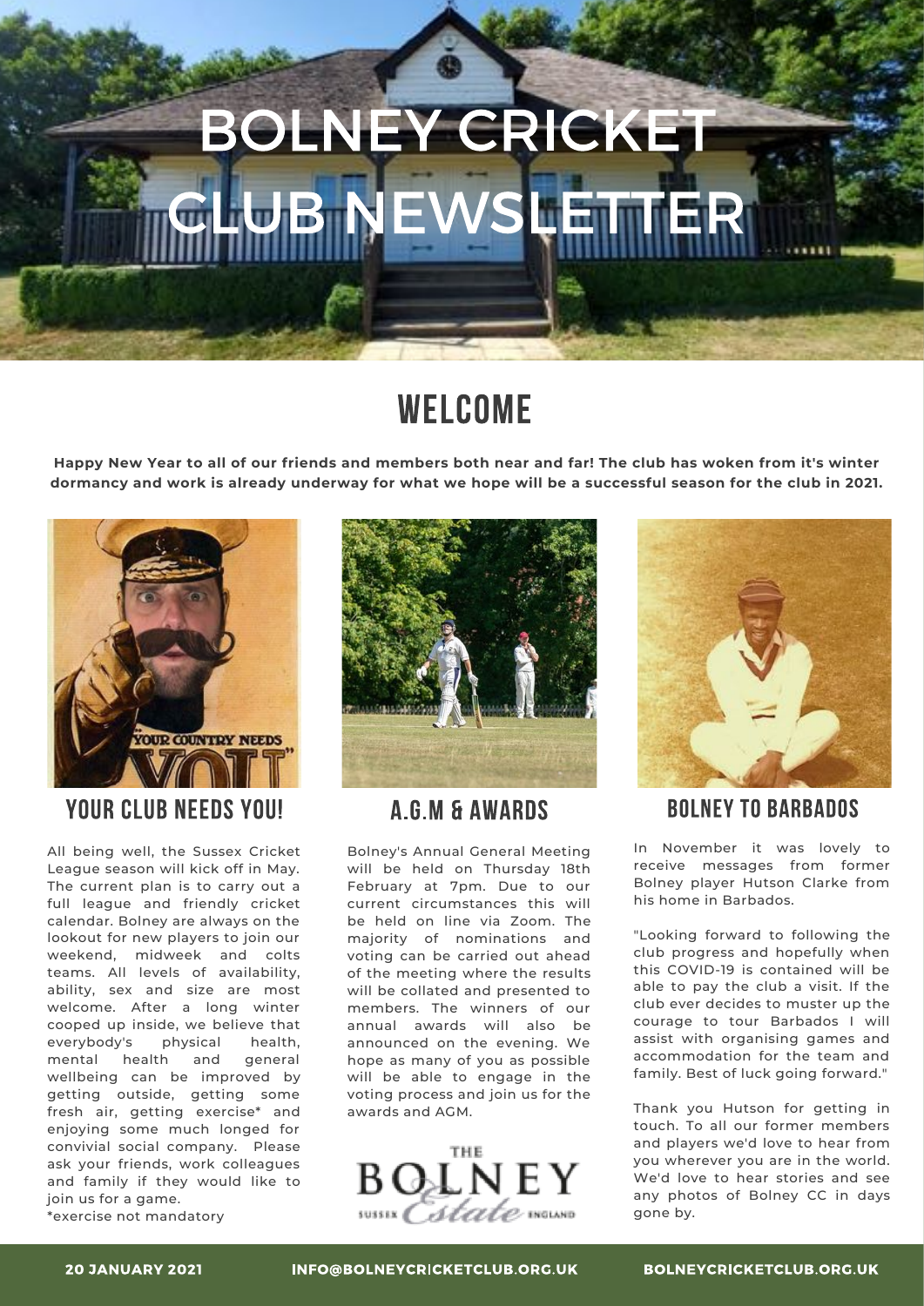# BOLNEY CRICKET CLUB NEWSLETTER

## WELCOME

**Happy New Year to all of our friends and members both near and far! The club has woken from it's winter dormancy and work is already underway for what we hope will be a successful season for the club in 2021.**

### YOUR CLUB NEEDS YOU!

All being well, the Sussex Cricket League season will kick off in May. The current plan is to carry out a full league and friendly cricket calendar. Bolney are always on the lookout for new players to join our weekend, midweek and colts teams. All levels of availability, ability, sex and size are most welcome. After a long winter cooped up inside, we believe that everybody's physical health, mental health and general wellbeing can be improved by getting outside, getting some fresh air, getting exercise* and enjoying some much longed for convivial social company. Please ask your friends, work colleagues and family if they would like to join us for a game.

*exercise not mandatory

### A.G.M & AWARDS

Bolney's Annual General Meeting will be held on Thursday 18th February at 7pm. Due to our current circumstances this will be held on line via Zoom. The majority of nominations and voting can be carried out ahead of the meeting where the results will be collated and presented to members. The winners of our annual awards will also be announced on the evening. We hope as many of you as possible will be able to engage in the voting process and join us for the awards and AGM.

### BOLNEY TO BARBADOS

In November it was lovely to receive messages from former Bolney player Hutson Clarke from his home in Barbados.

"Looking forward to following the club progress and hopefully when this COVID-19 is contained will be able to pay the club a visit. If the club ever decides to muster up the courage to tour Barbados I will assist with organising games and accommodation for the team and family. Best of luck going forward."

Thank you Hutson for getting in touch. To all our former members and players we'd love to hear from you wherever you are in the world. We'd love to hear stories and see any photos of Bolney CC in days gone by.

20 JANUARY 2021 | INFO@BOLNEYCRICKETCLUB.ORG.UK | BOLNEYCRICKETCLUB.ORG.UK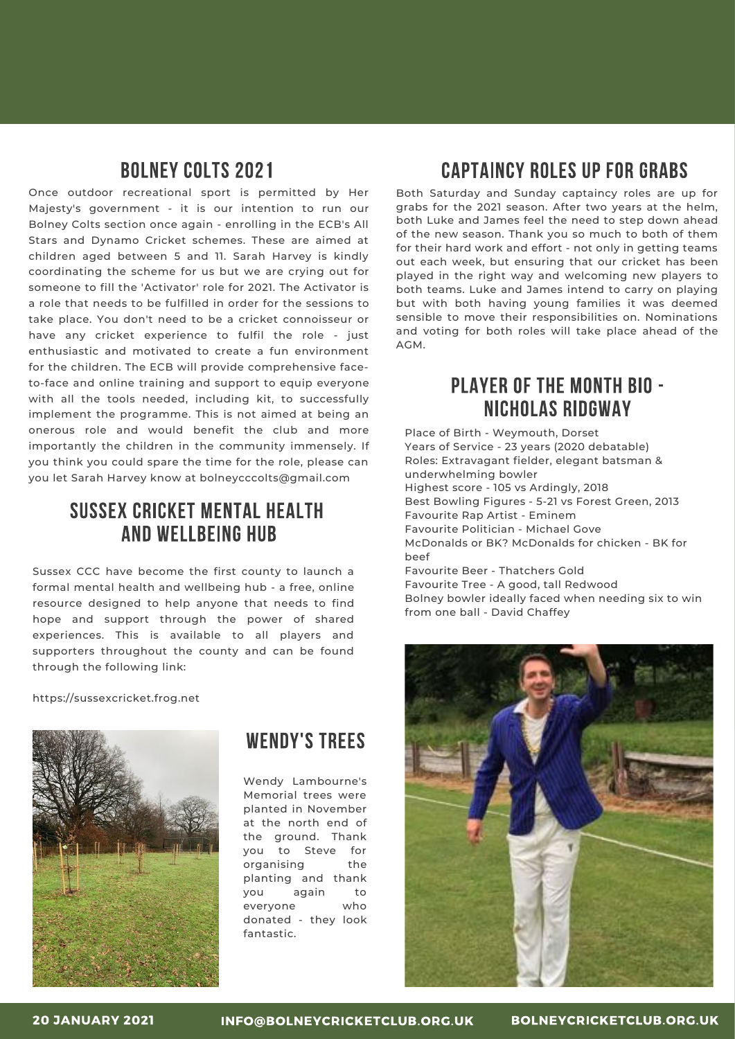## BOLNEY COLTS 2021

Once outdoor recreational sport is permitted by Her Majesty's government - it is our intention to run our Bolney Colts section once again - enrolling in the ECB's All Stars and Dynamo Cricket schemes. These are aimed at children aged between 5 and 11. Sarah Harvey is kindly coordinating the scheme for us but we are crying out for someone to fill the 'Activator' role for 2021. The Activator is a role that needs to be fulfilled in order for the sessions to take place. You don't need to be a cricket connoisseur or have any cricket experience to fulfil the role - just enthusiastic and motivated to create a fun environment for the children. The ECB will provide comprehensive face-to-face and online training and support to equip everyone with all the tools needed, including kit, to successfully implement the programme. This is not aimed at being an onerous role and would benefit the club and more importantly the children in the community immensely. If you think you could spare the time for the role, please can you let Sarah Harvey know at bolneycccolts@gmail.com

## SUSSEX CRICKET MENTAL HEALTH AND WELLBEING HUB

Sussex CCC have become the first county to launch a formal mental health and wellbeing hub - a free, online resource designed to help anyone that needs to find hope and support through the power of shared experiences. This is available to all players and supporters throughout the county and can be found through the following link:

https://sussexcricket.frog.net

## WENDY'S TREES

Wendy Lambourne's Memorial trees were planted in November at the north end of the ground. Thank you to Steve for organising the planting and thank you again to everyone who donated - they look fantastic.

## CAPTAINCY ROLES UP FOR GRABS

Both Saturday and Sunday captaincy roles are up for grabs for the 2021 season. After two years at the helm, both Luke and James feel the need to step down ahead of the new season. Thank you so much to both of them for their hard work and effort - not only in getting teams out each week, but ensuring that our cricket has been played in the right way and welcoming new players to both teams. Luke and James intend to carry on playing but with both having young families it was deemed sensible to move their responsibilities on. Nominations and voting for both roles will take place ahead of the AGM.

## PLAYER OF THE MONTH BIO - NICHOLAS RIDGWAY

Place of Birth - Weymouth, Dorset
Years of Service - 23 years (2020 debatable)
Roles: Extravagant fielder, elegant batsman & underwhelming bowler
Highest score - 105 vs Ardingly, 2018
Best Bowling Figures - 5-21 vs Forest Green, 2013
Favourite Rap Artist - Eminem
Favourite Politician - Michael Gove
McDonalds or BK? McDonalds for chicken - BK for beef
Favourite Beer - Thatchers Gold
Favourite Tree - A good, tall Redwood
Bolney bowler ideally faced when needing six to win from one ball - David Chaffey